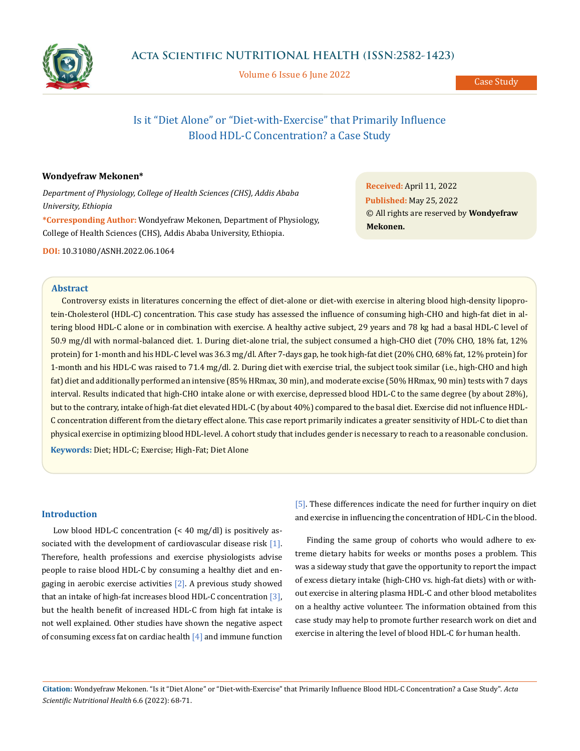Case Study

# Is it "Diet Alone" or "Diet-with-Exercise" that Primarily Influence Blood HDL-C Concentration? a Case Study

**Wondyefraw Mekonen***

*Department of Physiology, College of Health Sciences (CHS), Addis Ababa University, Ethiopia*

***Corresponding Author:** Wondyefraw Mekonen, Department of Physiology, College of Health Sciences (CHS), Addis Ababa University, Ethiopia.

**DOI:** 10.31080/ASNH.2022.06.1064

**Received:** April 11, 2022
**Published:** May 25, 2022
© All rights are reserved by **Wondyefraw Mekonen.**

## Abstract

Controversy exists in literatures concerning the effect of diet-alone or diet-with exercise in altering blood high-density lipoprotein-Cholesterol (HDL-C) concentration. This case study has assessed the influence of consuming high-CHO and high-fat diet in altering blood HDL-C alone or in combination with exercise. A healthy active subject, 29 years and 78 kg had a basal HDL-C level of 50.9 mg/dl with normal-balanced diet. 1. During diet-alone trial, the subject consumed a high-CHO diet (70% CHO, 18% fat, 12% protein) for 1-month and his HDL-C level was 36.3 mg/dl. After 7-days gap, he took high-fat diet (20% CHO, 68% fat, 12% protein) for 1-month and his HDL-C was raised to 71.4 mg/dl. 2. During diet with exercise trial, the subject took similar (i.e., high-CHO and high fat) diet and additionally performed an intensive (85% HRmax, 30 min), and moderate excise (50% HRmax, 90 min) tests with 7 days interval. Results indicated that high-CHO intake alone or with exercise, depressed blood HDL-C to the same degree (by about 28%), but to the contrary, intake of high-fat diet elevated HDL-C (by about 40%) compared to the basal diet. Exercise did not influence HDL-C concentration different from the dietary effect alone. This case report primarily indicates a greater sensitivity of HDL-C to diet than physical exercise in optimizing blood HDL-level. A cohort study that includes gender is necessary to reach to a reasonable conclusion.

**Keywords:** Diet; HDL-C; Exercise; High-Fat; Diet Alone

## Introduction

Low blood HDL-C concentration (< 40 mg/dl) is positively associated with the development of cardiovascular disease risk [1]. Therefore, health professions and exercise physiologists advise people to raise blood HDL-C by consuming a healthy diet and engaging in aerobic exercise activities [2]. A previous study showed that an intake of high-fat increases blood HDL-C concentration [3], but the health benefit of increased HDL-C from high fat intake is not well explained. Other studies have shown the negative aspect of consuming excess fat on cardiac health [4] and immune function [5]. These differences indicate the need for further inquiry on diet and exercise in influencing the concentration of HDL-C in the blood.

Finding the same group of cohorts who would adhere to extreme dietary habits for weeks or months poses a problem. This was a sideway study that gave the opportunity to report the impact of excess dietary intake (high-CHO vs. high-fat diets) with or without exercise in altering plasma HDL-C and other blood metabolites on a healthy active volunteer. The information obtained from this case study may help to promote further research work on diet and exercise in altering the level of blood HDL-C for human health.

**Citation:** Wondyefraw Mekonen. "Is it "Diet Alone" or "Diet-with-Exercise" that Primarily Influence Blood HDL-C Concentration? a Case Study". *Acta Scientific Nutritional Health* 6.6 (2022): 68-71.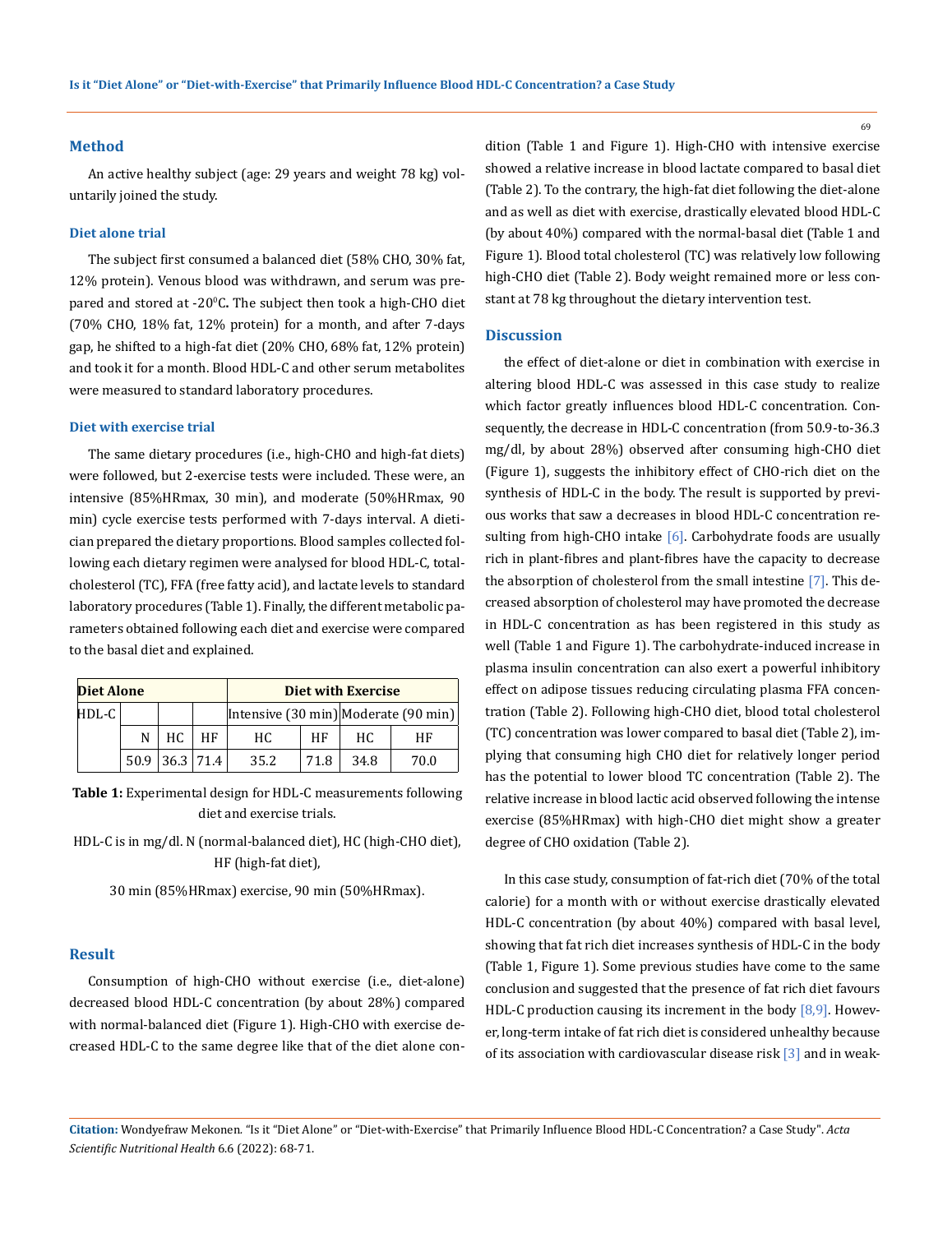## Method

An active healthy subject (age: 29 years and weight 78 kg) voluntarily joined the study.

### Diet alone trial

The subject first consumed a balanced diet (58% CHO, 30% fat, 12% protein). Venous blood was withdrawn, and serum was prepared and stored at -20$^0$C**.** The subject then took a high-CHO diet (70% CHO, 18% fat, 12% protein) for a month, and after 7-days gap, he shifted to a high-fat diet (20% CHO, 68% fat, 12% protein) and took it for a month. Blood HDL-C and other serum metabolites were measured to standard laboratory procedures.

### Diet with exercise trial

The same dietary procedures (i.e., high-CHO and high-fat diets) were followed, but 2-exercise tests were included. These were, an intensive (85%HRmax, 30 min), and moderate (50%HRmax, 90 min) cycle exercise tests performed with 7-days interval. A dietician prepared the dietary proportions. Blood samples collected following each dietary regimen were analysed for blood HDL-C, total-cholesterol (TC), FFA (free fatty acid), and lactate levels to standard laboratory procedures (Table 1). Finally, the different metabolic parameters obtained following each diet and exercise were compared to the basal diet and explained.

| **Diet Alone** | | | | **Diet with Exercise** | | | |
|---|---|---|---|---|---|---|---|
| HDL-C | | | | Intensive (30 min) | | Moderate (90 min) | |
| | N | HC | HF | HC | HF | HC | HF |
| | 50.9 | 36.3 | 71.4 | 35.2 | 71.8 | 34.8 | 70.0 |

**Table 1:** Experimental design for HDL-C measurements following diet and exercise trials.

HDL-C is in mg/dl. N (normal-balanced diet), HC (high-CHO diet), HF (high-fat diet),

30 min (85%HRmax) exercise, 90 min (50%HRmax).

## Result

Consumption of high-CHO without exercise (i.e., diet-alone) decreased blood HDL-C concentration (by about 28%) compared with normal-balanced diet (Figure 1). High-CHO with exercise decreased HDL-C to the same degree like that of the diet alone condition (Table 1 and Figure 1). High-CHO with intensive exercise showed a relative increase in blood lactate compared to basal diet (Table 2). To the contrary, the high-fat diet following the diet-alone and as well as diet with exercise, drastically elevated blood HDL-C (by about 40%) compared with the normal-basal diet (Table 1 and Figure 1). Blood total cholesterol (TC) was relatively low following high-CHO diet (Table 2). Body weight remained more or less constant at 78 kg throughout the dietary intervention test.

## Discussion

the effect of diet-alone or diet in combination with exercise in altering blood HDL-C was assessed in this case study to realize which factor greatly influences blood HDL-C concentration. Consequently, the decrease in HDL-C concentration (from 50.9-to-36.3 mg/dl, by about 28%) observed after consuming high-CHO diet (Figure 1), suggests the inhibitory effect of CHO-rich diet on the synthesis of HDL-C in the body. The result is supported by previous works that saw a decreases in blood HDL-C concentration resulting from high-CHO intake [6]. Carbohydrate foods are usually rich in plant-fibres and plant-fibres have the capacity to decrease the absorption of cholesterol from the small intestine [7]. This decreased absorption of cholesterol may have promoted the decrease in HDL-C concentration as has been registered in this study as well (Table 1 and Figure 1). The carbohydrate-induced increase in plasma insulin concentration can also exert a powerful inhibitory effect on adipose tissues reducing circulating plasma FFA concentration (Table 2). Following high-CHO diet, blood total cholesterol (TC) concentration was lower compared to basal diet (Table 2), implying that consuming high CHO diet for relatively longer period has the potential to lower blood TC concentration (Table 2). The relative increase in blood lactic acid observed following the intense exercise (85%HRmax) with high-CHO diet might show a greater degree of CHO oxidation (Table 2).

In this case study, consumption of fat-rich diet (70% of the total calorie) for a month with or without exercise drastically elevated HDL-C concentration (by about 40%) compared with basal level, showing that fat rich diet increases synthesis of HDL-C in the body (Table 1, Figure 1). Some previous studies have come to the same conclusion and suggested that the presence of fat rich diet favours HDL-C production causing its increment in the body [8,9]. However, long-term intake of fat rich diet is considered unhealthy because of its association with cardiovascular disease risk [3] and in weak-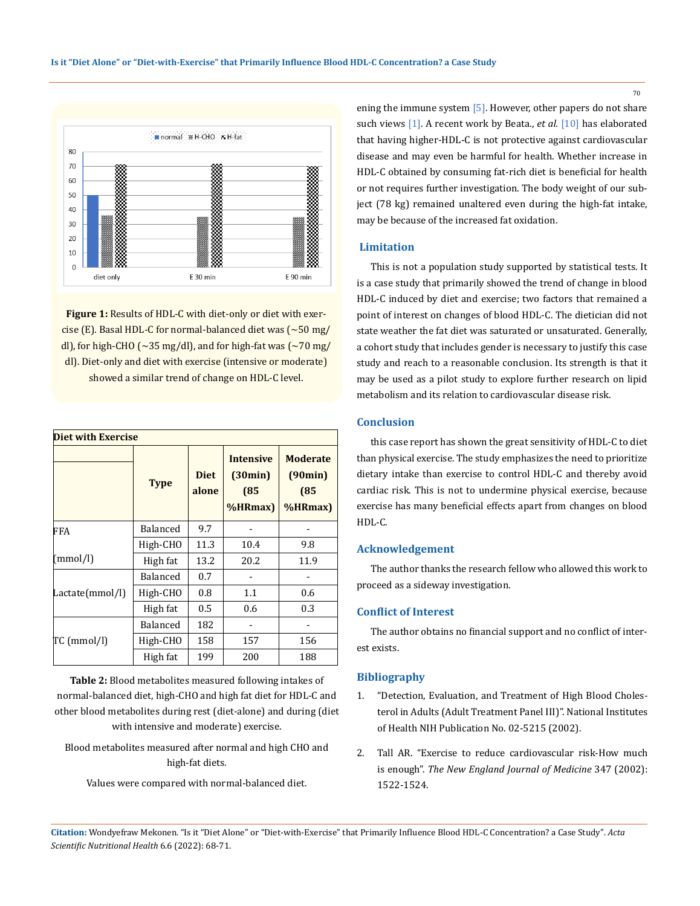Figure 1: Results of HDL-C with diet-only or diet with exercise (E). Basal HDL-C for normal-balanced diet was (~50 mg/dl), for high-CHO (~35 mg/dl), and for high-fat was (~70 mg/dl). Diet-only and diet with exercise (intensive or moderate) showed a similar trend of change on HDL-C level.

| Diet with Exercise | | | | |
|---|---|---|---|---|
| | Type | Diet alone | Intensive (30min) (85 %HRmax) | Moderate (90min) (85 %HRmax) |
| FFA (mmol/l) | Balanced | 9.7 | - | - |
| | High-CHO | 11.3 | 10.4 | 9.8 |
| | High fat | 13.2 | 20.2 | 11.9 |
| Lactate(mmol/l) | Balanced | 0.7 | - | - |
| | High-CHO | 0.8 | 1.1 | 0.6 |
| | High fat | 0.5 | 0.6 | 0.3 |
| TC (mmol/l) | Balanced | 182 | - | - |
| | High-CHO | 158 | 157 | 156 |
| | High fat | 199 | 200 | 188 |

**Table 2:** Blood metabolites measured following intakes of normal-balanced diet, high-CHO and high fat diet for HDL-C and other blood metabolites during rest (diet-alone) and during (diet with intensive and moderate) exercise.

Blood metabolites measured after normal and high CHO and high-fat diets.

Values were compared with normal-balanced diet.

ening the immune system [5]. However, other papers do not share such views [1]. A recent work by Beata., *et al.* [10] has elaborated that having higher-HDL-C is not protective against cardiovascular disease and may even be harmful for health. Whether increase in HDL-C obtained by consuming fat-rich diet is beneficial for health or not requires further investigation. The body weight of our subject (78 kg) remained unaltered even during the high-fat intake, may be because of the increased fat oxidation.

## Limitation

This is not a population study supported by statistical tests. It is a case study that primarily showed the trend of change in blood HDL-C induced by diet and exercise; two factors that remained a point of interest on changes of blood HDL-C. The dietician did not state weather the fat diet was saturated or unsaturated. Generally, a cohort study that includes gender is necessary to justify this case study and reach to a reasonable conclusion. Its strength is that it may be used as a pilot study to explore further research on lipid metabolism and its relation to cardiovascular disease risk.

## Conclusion

this case report has shown the great sensitivity of HDL-C to diet than physical exercise. The study emphasizes the need to prioritize dietary intake than exercise to control HDL-C and thereby avoid cardiac risk. This is not to undermine physical exercise, because exercise has many beneficial effects apart from changes on blood HDL-C.

## Acknowledgement

The author thanks the research fellow who allowed this work to proceed as a sideway investigation.

## Conflict of Interest

The author obtains no financial support and no conflict of interest exists.

## Bibliography

1. "Detection, Evaluation, and Treatment of High Blood Cholesterol in Adults (Adult Treatment Panel III)". National Institutes of Health NIH Publication No. 02-5215 (2002).
2. Tall AR. "Exercise to reduce cardiovascular risk-How much is enough". *The New England Journal of Medicine* 347 (2002): 1522-1524.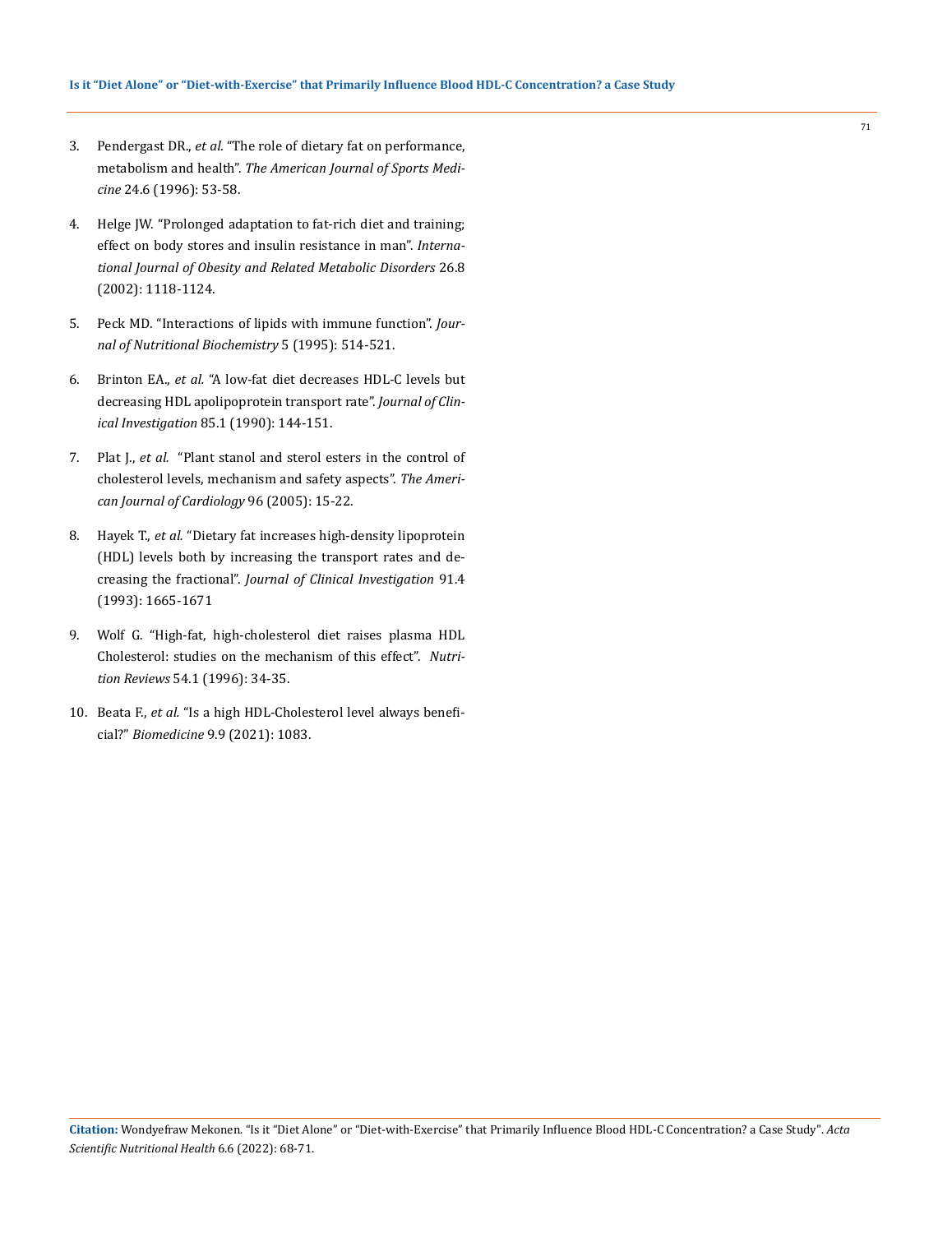3. Pendergast DR., *et al.* "The role of dietary fat on performance, metabolism and health". *The American Journal of Sports Medicine* 24.6 (1996): 53-58.

4. Helge JW. "Prolonged adaptation to fat-rich diet and training; effect on body stores and insulin resistance in man". *International Journal of Obesity and Related Metabolic Disorders* 26.8 (2002): 1118-1124.

5. Peck MD. "Interactions of lipids with immune function". *Journal of Nutritional Biochemistry* 5 (1995): 514-521.

6. Brinton EA., *et al.* "A low-fat diet decreases HDL-C levels but decreasing HDL apolipoprotein transport rate". *Journal of Clinical Investigation* 85.1 (1990): 144-151.

7. Plat J., *et al.* "Plant stanol and sterol esters in the control of cholesterol levels, mechanism and safety aspects". *The American Journal of Cardiology* 96 (2005): 15-22.

8. Hayek T., *et al.* "Dietary fat increases high-density lipoprotein (HDL) levels both by increasing the transport rates and decreasing the fractional". *Journal of Clinical Investigation* 91.4 (1993): 1665-1671

9. Wolf G. "High-fat, high-cholesterol diet raises plasma HDL Cholesterol: studies on the mechanism of this effect". *Nutrition Reviews* 54.1 (1996): 34-35.

10. Beata F., *et al.* "Is a high HDL-Cholesterol level always beneficial?" *Biomedicine* 9.9 (2021): 1083.